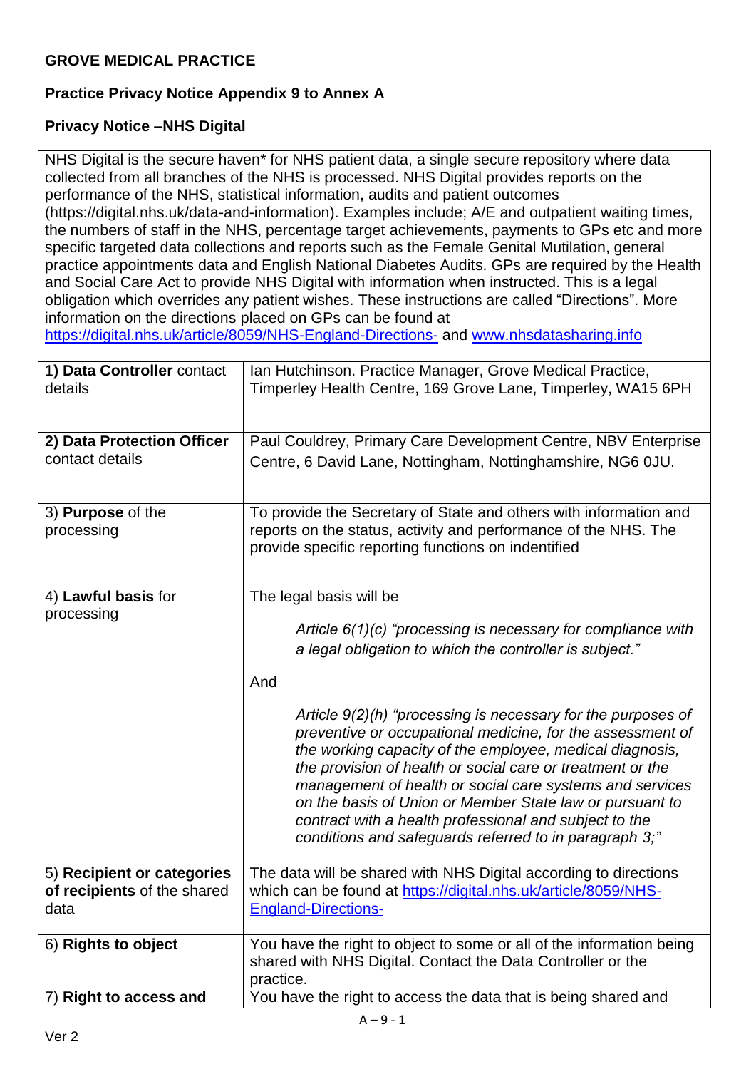**GROVE MEDICAL PRACTICE**

**Practice Privacy Notice Appendix 9 to Annex A**

**Privacy Notice –NHS Digital**

NHS Digital is the secure haven* for NHS patient data, a single secure repository where data collected from all branches of the NHS is processed. NHS Digital provides reports on the performance of the NHS, statistical information, audits and patient outcomes (https://digital.nhs.uk/data-and-information). Examples include; A/E and outpatient waiting times, the numbers of staff in the NHS, percentage target achievements, payments to GPs etc and more specific targeted data collections and reports such as the Female Genital Mutilation, general practice appointments data and English National Diabetes Audits. GPs are required by the Health and Social Care Act to provide NHS Digital with information when instructed. This is a legal obligation which overrides any patient wishes. These instructions are called "Directions". More information on the directions placed on GPs can be found at [https://digital.nhs.uk/article/8059/NHS-England-Directions-](https://digital.nhs.uk/article/8059/NHS-England-Directions-) and [www.nhsdatasharing.info](www.nhsdatasharing.info)

| | |
|---|---|
| 1**) Data Controller** contact details | Ian Hutchinson. Practice Manager, Grove Medical Practice, Timperley Health Centre, 169 Grove Lane, Timperley, WA15 6PH |
| **2) Data Protection Officer** contact details | Paul Couldrey, Primary Care Development Centre, NBV Enterprise Centre, 6 David Lane, Nottingham, Nottinghamshire, NG6 0JU. |
| 3) **Purpose** of the processing | To provide the Secretary of State and others with information and reports on the status, activity and performance of the NHS. The provide specific reporting functions on indentified |
| 4) **Lawful basis** for processing | The legal basis will be<br><br>*Article 6(1)(c) "processing is necessary for compliance with a legal obligation to which the controller is subject."*<br><br>And<br><br>*Article 9(2)(h) "processing is necessary for the purposes of preventive or occupational medicine, for the assessment of the working capacity of the employee, medical diagnosis, the provision of health or social care or treatment or the management of health or social care systems and services on the basis of Union or Member State law or pursuant to contract with a health professional and subject to the conditions and safeguards referred to in paragraph 3;"* |
| 5) **Recipient or categories of recipients** of the shared data | The data will be shared with NHS Digital according to directions which can be found at [https://digital.nhs.uk/article/8059/NHS-England-Directions-](https://digital.nhs.uk/article/8059/NHS-England-Directions-) |
| 6) **Rights to object** | You have the right to object to some or all of the information being shared with NHS Digital. Contact the Data Controller or the practice. |
| 7) **Right to access and** | You have the right to access the data that is being shared and |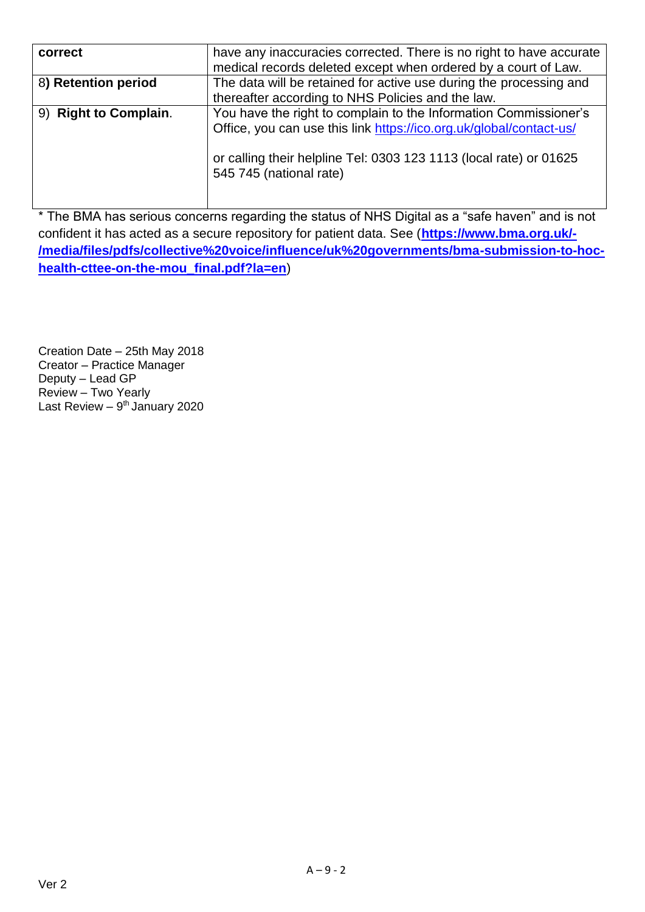| | |
|---|---|
| **correct** | have any inaccuracies corrected. There is no right to have accurate medical records deleted except when ordered by a court of Law. |
| 8**) Retention period** | The data will be retained for active use during the processing and thereafter according to NHS Policies and the law. |
| 9) **Right to Complain**. | You have the right to complain to the Information Commissioner's Office, you can use this link https://ico.org.uk/global/contact-us/<br><br>or calling their helpline Tel: 0303 123 1113 (local rate) or 01625 545 745 (national rate) |

* The BMA has serious concerns regarding the status of NHS Digital as a "safe haven" and is not confident it has acted as a secure repository for patient data. See (**https://www.bma.org.uk/-/media/files/pdfs/collective%20voice/influence/uk%20governments/bma-submission-to-hoc-health-cttee-on-the-mou_final.pdf?la=en**)

Creation Date – 25th May 2018
Creator – Practice Manager
Deputy – Lead GP
Review – Two Yearly
Last Review – 9th January 2020

A – 9 - 2

Ver 2